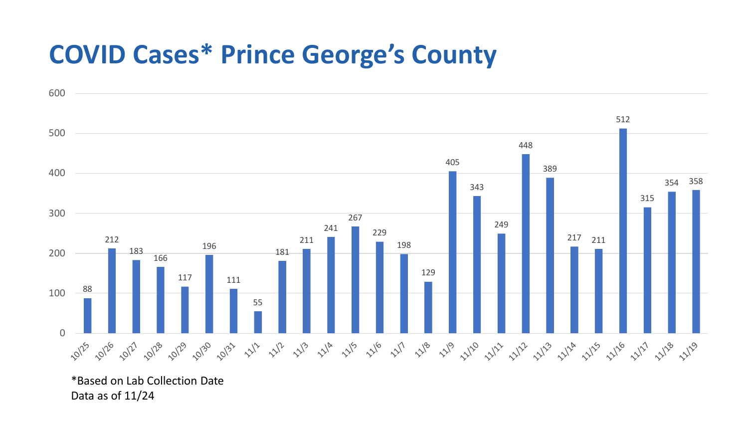# COVID Cases* Prince George's County

| Date | Cases |
|---|---|
| 10/25 | 88 |
| 10/26 | 212 |
| 10/27 | 183 |
| 10/28 | 166 |
| 10/29 | 117 |
| 10/30 | 196 |
| 10/31 | 111 |
| 11/1 | 55 |
| 11/2 | 181 |
| 11/3 | 211 |
| 11/4 | 241 |
| 11/5 | 267 |
| 11/6 | 229 |
| 11/7 | 198 |
| 11/8 | 129 |
| 11/9 | 405 |
| 11/10 | 343 |
| 11/11 | 249 |
| 11/12 | 448 |
| 11/13 | 389 |
| 11/14 | 217 |
| 11/15 | 211 |
| 11/16 | 512 |
| 11/17 | 315 |
| 11/18 | 354 |
| 11/19 | 358 |

*Based on Lab Collection Date
Data as of 11/24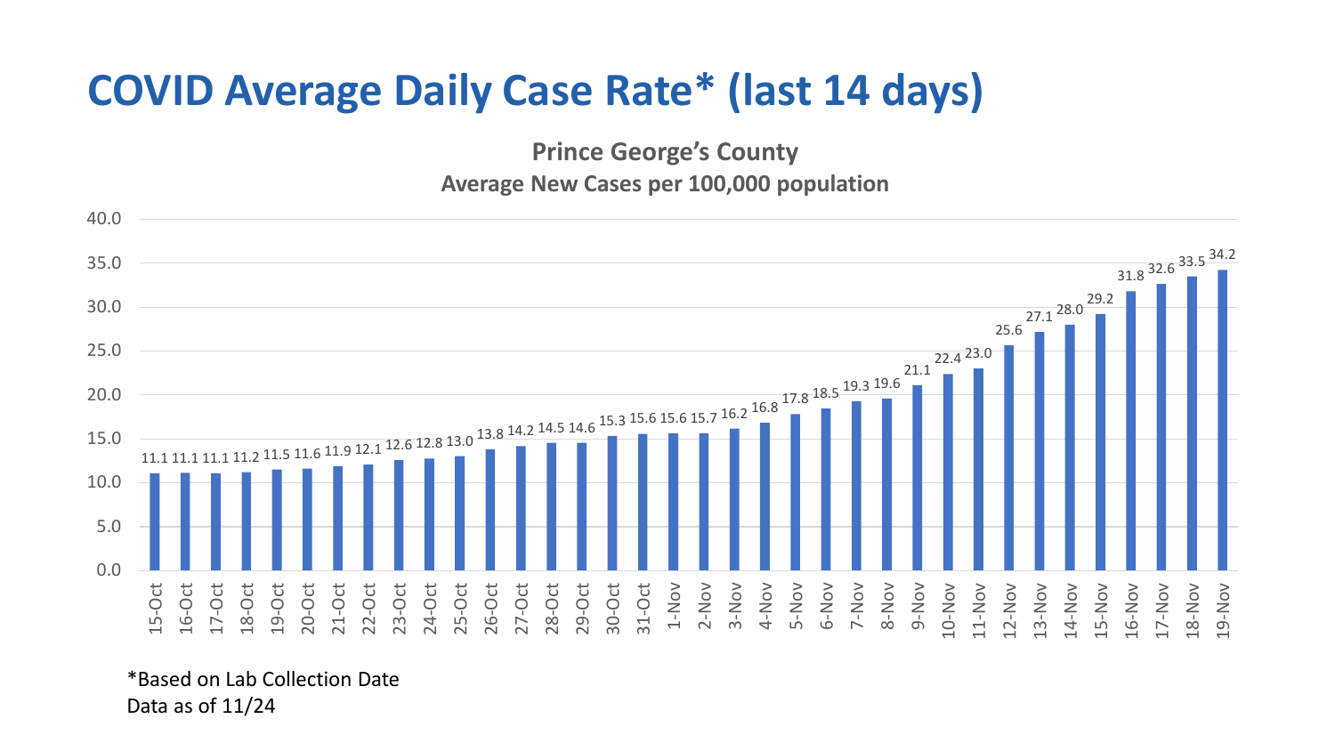# COVID Average Daily Case Rate* (last 14 days)

**Prince George's County**

**Average New Cases per 100,000 population**

| Date | Rate |
|---|---|
| 15-Oct | 11.1 |
| 16-Oct | 11.1 |
| 17-Oct | 11.1 |
| 18-Oct | 11.2 |
| 19-Oct | 11.5 |
| 20-Oct | 11.6 |
| 21-Oct | 11.9 |
| 22-Oct | 12.1 |
| 23-Oct | 12.6 |
| 24-Oct | 12.8 |
| 25-Oct | 13.0 |
| 26-Oct | 13.8 |
| 27-Oct | 14.2 |
| 28-Oct | 14.5 |
| 29-Oct | 14.6 |
| 30-Oct | 15.3 |
| 31-Oct | 15.6 |
| 1-Nov | 15.6 |
| 2-Nov | 15.7 |
| 3-Nov | 16.2 |
| 4-Nov | 16.8 |
| 5-Nov | 17.8 |
| 6-Nov | 18.5 |
| 7-Nov | 19.3 |
| 8-Nov | 19.6 |
| 9-Nov | 21.1 |
| 10-Nov | 22.4 |
| 11-Nov | 23.0 |
| 12-Nov | 25.6 |
| 13-Nov | 27.1 |
| 14-Nov | 28.0 |
| 15-Nov | 29.2 |
| 16-Nov | 31.8 |
| 17-Nov | 32.6 |
| 18-Nov | 33.5 |
| 19-Nov | 34.2 |

*Based on Lab Collection Date

Data as of 11/24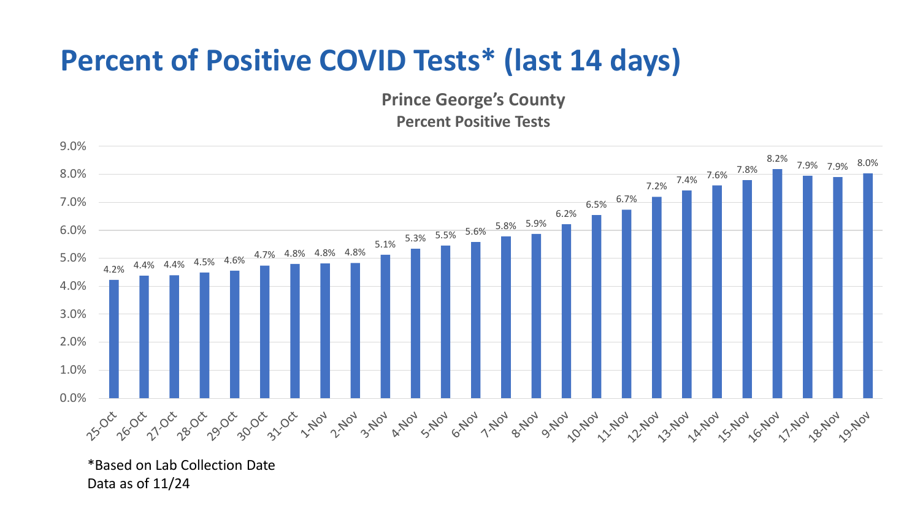# Percent of Positive COVID Tests* (last 14 days)

Prince George's County
Percent Positive Tests

9.0%
8.0%
7.0%
6.0%
5.0%
4.0%
3.0%
2.0%
1.0%
0.0%

4.2% 4.4% 4.4% 4.5% 4.6% 4.7% 4.8% 4.8% 4.8% 5.1% 5.3% 5.5% 5.6% 5.8% 5.9% 6.2% 6.5% 6.7% 7.2% 7.4% 7.6% 7.8% 8.2% 7.9% 7.9% 8.0%

25-Oct 26-Oct 27-Oct 28-Oct 29-Oct 30-Oct 31-Oct 1-Nov 2-Nov 3-Nov 4-Nov 5-Nov 6-Nov 7-Nov 8-Nov 9-Nov 10-Nov 11-Nov 12-Nov 13-Nov 14-Nov 15-Nov 16-Nov 17-Nov 18-Nov 19-Nov

*Based on Lab Collection Date
Data as of 11/24